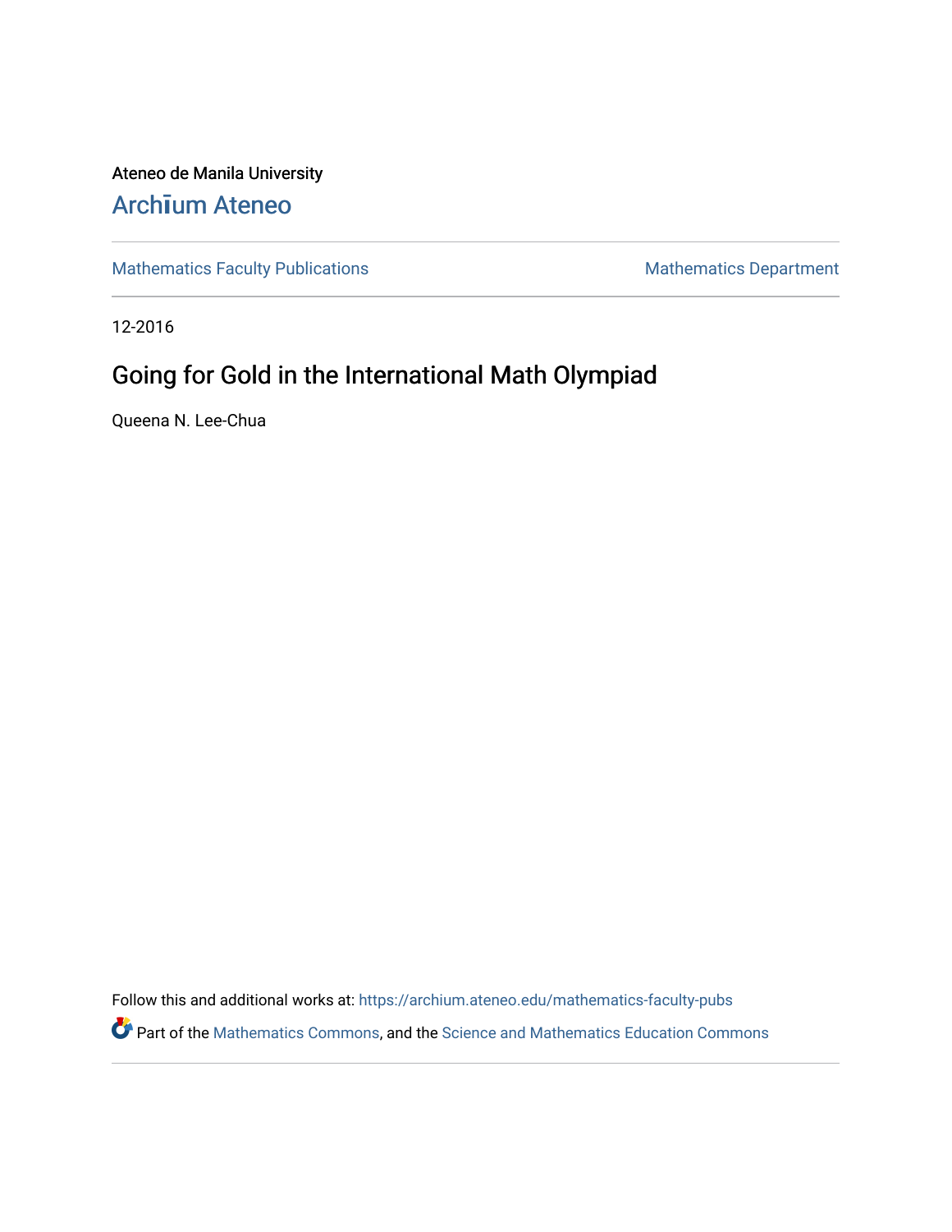Ateneo de Manila University

Archīum Ateneo

Mathematics Faculty Publications

Mathematics Department

12-2016

# Going for Gold in the International Math Olympiad

Queena N. Lee-Chua

Follow this and additional works at: https://archium.ateneo.edu/mathematics-faculty-pubs

Part of the Mathematics Commons, and the Science and Mathematics Education Commons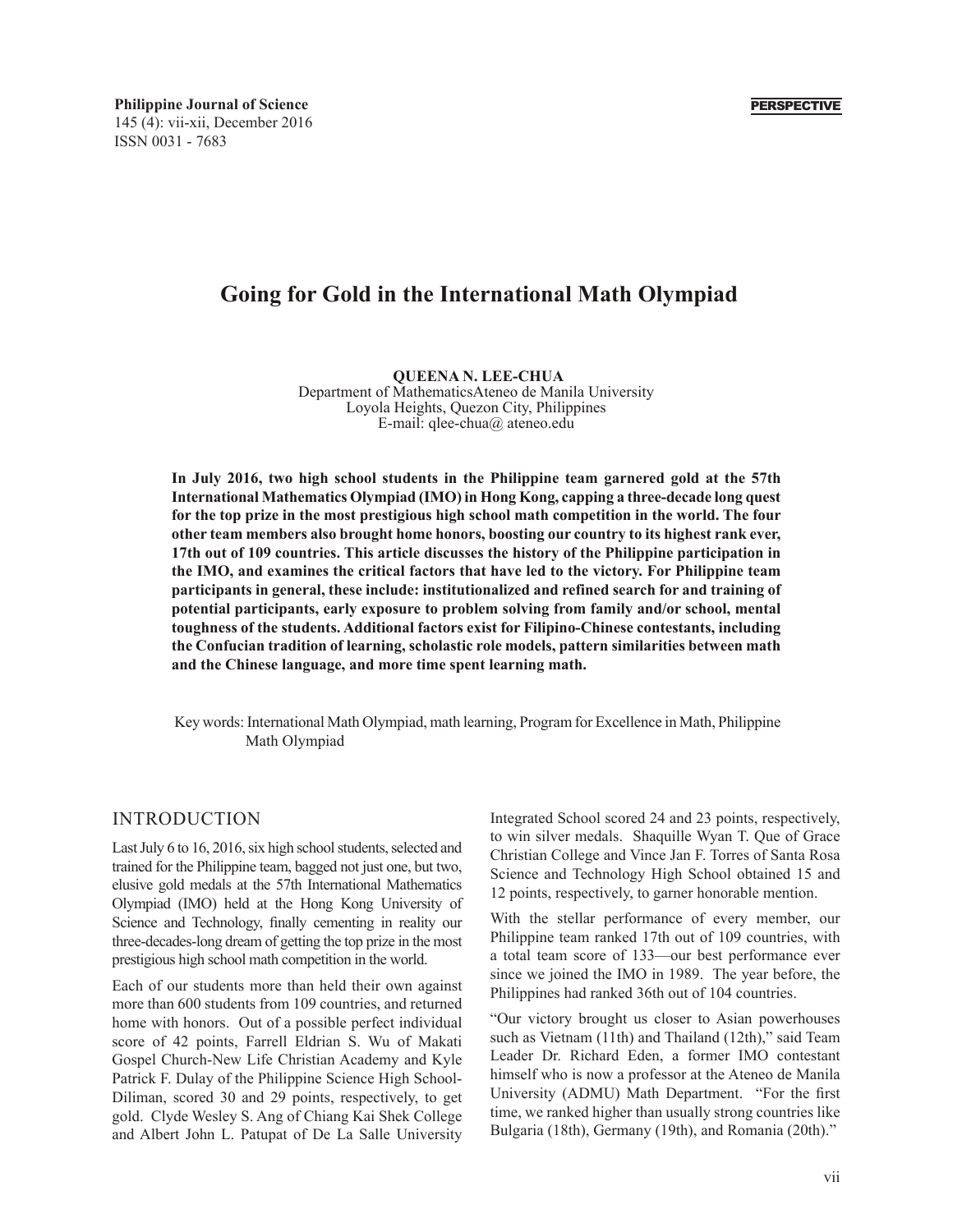PERSPECTIVE

# Going for Gold in the International Math Olympiad

**QUEENA N. LEE-CHUA**
Department of MathematicsAteneo de Manila University
Loyola Heights, Quezon City, Philippines
E-mail: qlee-chua@ ateneo.edu

**In July 2016, two high school students in the Philippine team garnered gold at the 57th International Mathematics Olympiad (IMO) in Hong Kong, capping a three-decade long quest for the top prize in the most prestigious high school math competition in the world. The four other team members also brought home honors, boosting our country to its highest rank ever, 17th out of 109 countries. This article discusses the history of the Philippine participation in the IMO, and examines the critical factors that have led to the victory. For Philippine team participants in general, these include: institutionalized and refined search for and training of potential participants, early exposure to problem solving from family and/or school, mental toughness of the students. Additional factors exist for Filipino-Chinese contestants, including the Confucian tradition of learning, scholastic role models, pattern similarities between math and the Chinese language, and more time spent learning math.**

Key words: International Math Olympiad, math learning, Program for Excellence in Math, Philippine Math Olympiad

## INTRODUCTION

Last July 6 to 16, 2016, six high school students, selected and trained for the Philippine team, bagged not just one, but two, elusive gold medals at the 57th International Mathematics Olympiad (IMO) held at the Hong Kong University of Science and Technology, finally cementing in reality our three-decades-long dream of getting the top prize in the most prestigious high school math competition in the world.

Each of our students more than held their own against more than 600 students from 109 countries, and returned home with honors. Out of a possible perfect individual score of 42 points, Farrell Eldrian S. Wu of Makati Gospel Church-New Life Christian Academy and Kyle Patrick F. Dulay of the Philippine Science High School-Diliman, scored 30 and 29 points, respectively, to get gold. Clyde Wesley S. Ang of Chiang Kai Shek College and Albert John L. Patupat of De La Salle University Integrated School scored 24 and 23 points, respectively, to win silver medals. Shaquille Wyan T. Que of Grace Christian College and Vince Jan F. Torres of Santa Rosa Science and Technology High School obtained 15 and 12 points, respectively, to garner honorable mention.

With the stellar performance of every member, our Philippine team ranked 17th out of 109 countries, with a total team score of 133—our best performance ever since we joined the IMO in 1989. The year before, the Philippines had ranked 36th out of 104 countries.

"Our victory brought us closer to Asian powerhouses such as Vietnam (11th) and Thailand (12th)," said Team Leader Dr. Richard Eden, a former IMO contestant himself who is now a professor at the Ateneo de Manila University (ADMU) Math Department. "For the first time, we ranked higher than usually strong countries like Bulgaria (18th), Germany (19th), and Romania (20th)."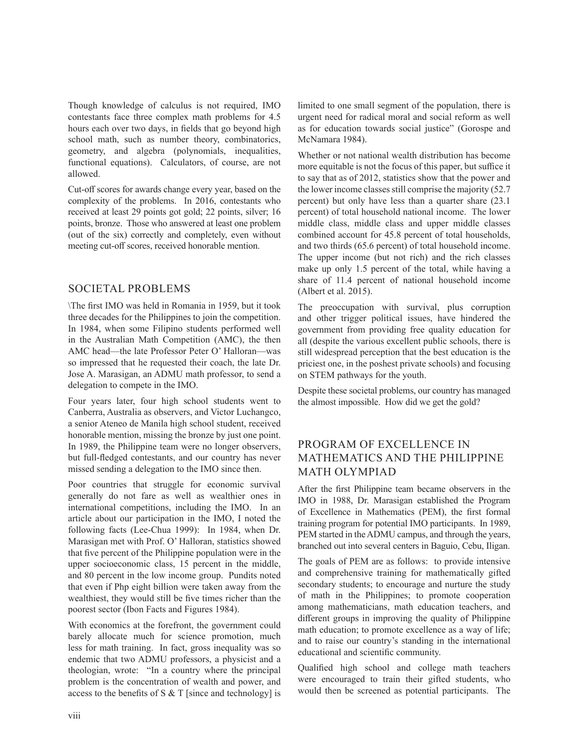Though knowledge of calculus is not required, IMO contestants face three complex math problems for 4.5 hours each over two days, in fields that go beyond high school math, such as number theory, combinatorics, geometry, and algebra (polynomials, inequalities, functional equations). Calculators, of course, are not allowed.

Cut-off scores for awards change every year, based on the complexity of the problems. In 2016, contestants who received at least 29 points got gold; 22 points, silver; 16 points, bronze. Those who answered at least one problem (out of the six) correctly and completely, even without meeting cut-off scores, received honorable mention.

## SOCIETAL PROBLEMS

\The first IMO was held in Romania in 1959, but it took three decades for the Philippines to join the competition. In 1984, when some Filipino students performed well in the Australian Math Competition (AMC), the then AMC head—the late Professor Peter O' Halloran—was so impressed that he requested their coach, the late Dr. Jose A. Marasigan, an ADMU math professor, to send a delegation to compete in the IMO.

Four years later, four high school students went to Canberra, Australia as observers, and Victor Luchangco, a senior Ateneo de Manila high school student, received honorable mention, missing the bronze by just one point. In 1989, the Philippine team were no longer observers, but full-fledged contestants, and our country has never missed sending a delegation to the IMO since then.

Poor countries that struggle for economic survival generally do not fare as well as wealthier ones in international competitions, including the IMO. In an article about our participation in the IMO, I noted the following facts (Lee-Chua 1999): In 1984, when Dr. Marasigan met with Prof. O' Halloran, statistics showed that five percent of the Philippine population were in the upper socioeconomic class, 15 percent in the middle, and 80 percent in the low income group. Pundits noted that even if Php eight billion were taken away from the wealthiest, they would still be five times richer than the poorest sector (Ibon Facts and Figures 1984).

With economics at the forefront, the government could barely allocate much for science promotion, much less for math training. In fact, gross inequality was so endemic that two ADMU professors, a physicist and a theologian, wrote: "In a country where the principal problem is the concentration of wealth and power, and access to the benefits of S & T [since and technology] is limited to one small segment of the population, there is urgent need for radical moral and social reform as well as for education towards social justice" (Gorospe and McNamara 1984).

Whether or not national wealth distribution has become more equitable is not the focus of this paper, but suffice it to say that as of 2012, statistics show that the power and the lower income classes still comprise the majority (52.7 percent) but only have less than a quarter share (23.1 percent) of total household national income. The lower middle class, middle class and upper middle classes combined account for 45.8 percent of total households, and two thirds (65.6 percent) of total household income. The upper income (but not rich) and the rich classes make up only 1.5 percent of the total, while having a share of 11.4 percent of national household income (Albert et al. 2015).

The preoccupation with survival, plus corruption and other trigger political issues, have hindered the government from providing free quality education for all (despite the various excellent public schools, there is still widespread perception that the best education is the priciest one, in the poshest private schools) and focusing on STEM pathways for the youth.

Despite these societal problems, our country has managed the almost impossible. How did we get the gold?

## PROGRAM OF EXCELLENCE IN MATHEMATICS AND THE PHILIPPINE MATH OLYMPIAD

After the first Philippine team became observers in the IMO in 1988, Dr. Marasigan established the Program of Excellence in Mathematics (PEM), the first formal training program for potential IMO participants. In 1989, PEM started in the ADMU campus, and through the years, branched out into several centers in Baguio, Cebu, Iligan.

The goals of PEM are as follows: to provide intensive and comprehensive training for mathematically gifted secondary students; to encourage and nurture the study of math in the Philippines; to promote cooperation among mathematicians, math education teachers, and different groups in improving the quality of Philippine math education; to promote excellence as a way of life; and to raise our country's standing in the international educational and scientific community.

Qualified high school and college math teachers were encouraged to train their gifted students, who would then be screened as potential participants. The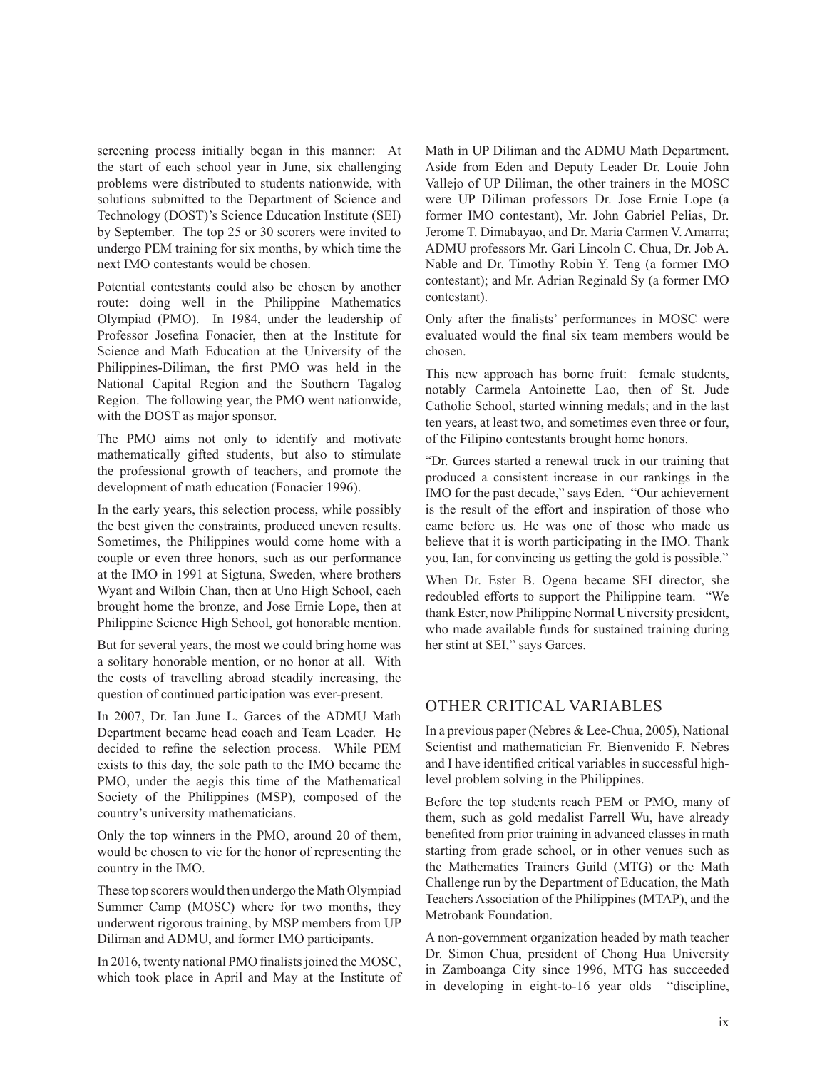screening process initially began in this manner: At the start of each school year in June, six challenging problems were distributed to students nationwide, with solutions submitted to the Department of Science and Technology (DOST)'s Science Education Institute (SEI) by September. The top 25 or 30 scorers were invited to undergo PEM training for six months, by which time the next IMO contestants would be chosen.

Potential contestants could also be chosen by another route: doing well in the Philippine Mathematics Olympiad (PMO). In 1984, under the leadership of Professor Josefina Fonacier, then at the Institute for Science and Math Education at the University of the Philippines-Diliman, the first PMO was held in the National Capital Region and the Southern Tagalog Region. The following year, the PMO went nationwide, with the DOST as major sponsor.

The PMO aims not only to identify and motivate mathematically gifted students, but also to stimulate the professional growth of teachers, and promote the development of math education (Fonacier 1996).

In the early years, this selection process, while possibly the best given the constraints, produced uneven results. Sometimes, the Philippines would come home with a couple or even three honors, such as our performance at the IMO in 1991 at Sigtuna, Sweden, where brothers Wyant and Wilbin Chan, then at Uno High School, each brought home the bronze, and Jose Ernie Lope, then at Philippine Science High School, got honorable mention.

But for several years, the most we could bring home was a solitary honorable mention, or no honor at all. With the costs of travelling abroad steadily increasing, the question of continued participation was ever-present.

In 2007, Dr. Ian June L. Garces of the ADMU Math Department became head coach and Team Leader. He decided to refine the selection process. While PEM exists to this day, the sole path to the IMO became the PMO, under the aegis this time of the Mathematical Society of the Philippines (MSP), composed of the country's university mathematicians.

Only the top winners in the PMO, around 20 of them, would be chosen to vie for the honor of representing the country in the IMO.

These top scorers would then undergo the Math Olympiad Summer Camp (MOSC) where for two months, they underwent rigorous training, by MSP members from UP Diliman and ADMU, and former IMO participants.

In 2016, twenty national PMO finalists joined the MOSC, which took place in April and May at the Institute of Math in UP Diliman and the ADMU Math Department. Aside from Eden and Deputy Leader Dr. Louie John Vallejo of UP Diliman, the other trainers in the MOSC were UP Diliman professors Dr. Jose Ernie Lope (a former IMO contestant), Mr. John Gabriel Pelias, Dr. Jerome T. Dimabayao, and Dr. Maria Carmen V. Amarra; ADMU professors Mr. Gari Lincoln C. Chua, Dr. Job A. Nable and Dr. Timothy Robin Y. Teng (a former IMO contestant); and Mr. Adrian Reginald Sy (a former IMO contestant).

Only after the finalists' performances in MOSC were evaluated would the final six team members would be chosen.

This new approach has borne fruit: female students, notably Carmela Antoinette Lao, then of St. Jude Catholic School, started winning medals; and in the last ten years, at least two, and sometimes even three or four, of the Filipino contestants brought home honors.

"Dr. Garces started a renewal track in our training that produced a consistent increase in our rankings in the IMO for the past decade," says Eden. "Our achievement is the result of the effort and inspiration of those who came before us. He was one of those who made us believe that it is worth participating in the IMO. Thank you, Ian, for convincing us getting the gold is possible."

When Dr. Ester B. Ogena became SEI director, she redoubled efforts to support the Philippine team. "We thank Ester, now Philippine Normal University president, who made available funds for sustained training during her stint at SEI," says Garces.

## OTHER CRITICAL VARIABLES

In a previous paper (Nebres & Lee-Chua, 2005), National Scientist and mathematician Fr. Bienvenido F. Nebres and I have identified critical variables in successful high-level problem solving in the Philippines.

Before the top students reach PEM or PMO, many of them, such as gold medalist Farrell Wu, have already benefited from prior training in advanced classes in math starting from grade school, or in other venues such as the Mathematics Trainers Guild (MTG) or the Math Challenge run by the Department of Education, the Math Teachers Association of the Philippines (MTAP), and the Metrobank Foundation.

A non-government organization headed by math teacher Dr. Simon Chua, president of Chong Hua University in Zamboanga City since 1996, MTG has succeeded in developing in eight-to-16 year olds "discipline,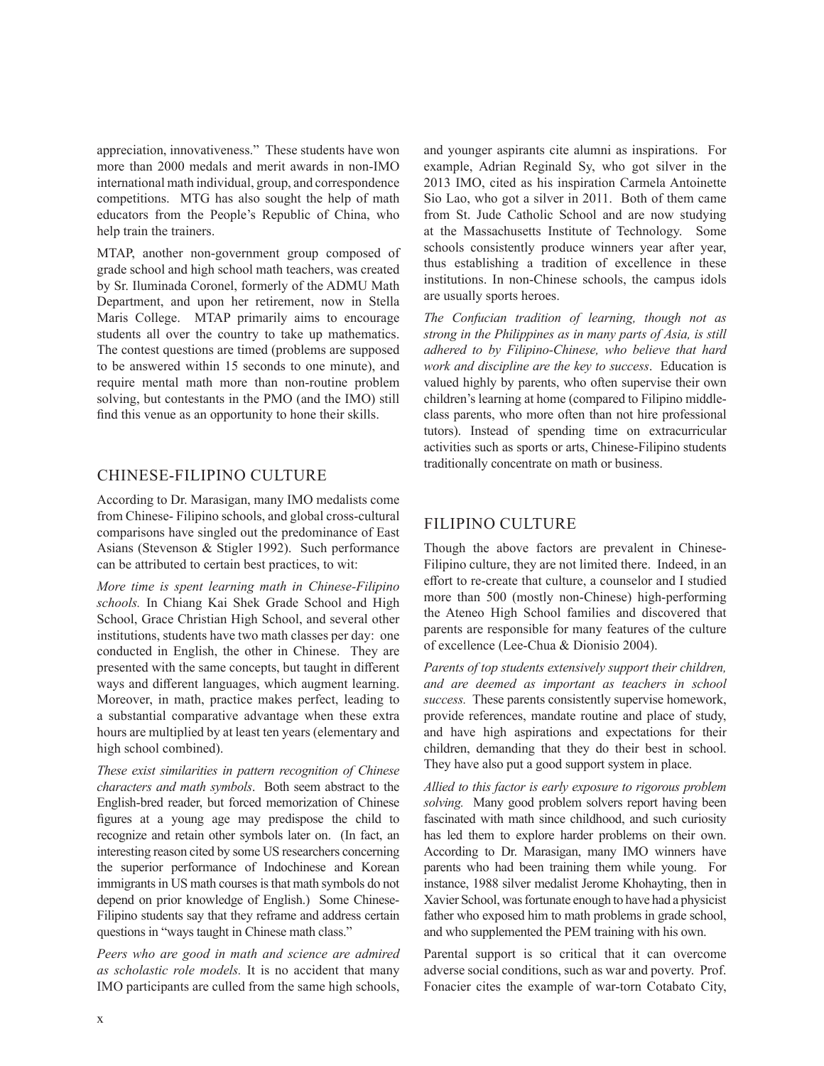appreciation, innovativeness." These students have won more than 2000 medals and merit awards in non-IMO international math individual, group, and correspondence competitions. MTG has also sought the help of math educators from the People's Republic of China, who help train the trainers.

MTAP, another non-government group composed of grade school and high school math teachers, was created by Sr. Iluminada Coronel, formerly of the ADMU Math Department, and upon her retirement, now in Stella Maris College. MTAP primarily aims to encourage students all over the country to take up mathematics. The contest questions are timed (problems are supposed to be answered within 15 seconds to one minute), and require mental math more than non-routine problem solving, but contestants in the PMO (and the IMO) still find this venue as an opportunity to hone their skills.

## CHINESE-FILIPINO CULTURE

According to Dr. Marasigan, many IMO medalists come from Chinese- Filipino schools, and global cross-cultural comparisons have singled out the predominance of East Asians (Stevenson & Stigler 1992). Such performance can be attributed to certain best practices, to wit:

*More time is spent learning math in Chinese-Filipino schools.* In Chiang Kai Shek Grade School and High School, Grace Christian High School, and several other institutions, students have two math classes per day: one conducted in English, the other in Chinese. They are presented with the same concepts, but taught in different ways and different languages, which augment learning. Moreover, in math, practice makes perfect, leading to a substantial comparative advantage when these extra hours are multiplied by at least ten years (elementary and high school combined).

*These exist similarities in pattern recognition of Chinese characters and math symbols*. Both seem abstract to the English-bred reader, but forced memorization of Chinese figures at a young age may predispose the child to recognize and retain other symbols later on. (In fact, an interesting reason cited by some US researchers concerning the superior performance of Indochinese and Korean immigrants in US math courses is that math symbols do not depend on prior knowledge of English.) Some Chinese-Filipino students say that they reframe and address certain questions in "ways taught in Chinese math class."

*Peers who are good in math and science are admired as scholastic role models.* It is no accident that many IMO participants are culled from the same high schools, and younger aspirants cite alumni as inspirations. For example, Adrian Reginald Sy, who got silver in the 2013 IMO, cited as his inspiration Carmela Antoinette Sio Lao, who got a silver in 2011. Both of them came from St. Jude Catholic School and are now studying at the Massachusetts Institute of Technology. Some schools consistently produce winners year after year, thus establishing a tradition of excellence in these institutions. In non-Chinese schools, the campus idols are usually sports heroes.

*The Confucian tradition of learning, though not as strong in the Philippines as in many parts of Asia, is still adhered to by Filipino-Chinese, who believe that hard work and discipline are the key to success*. Education is valued highly by parents, who often supervise their own children's learning at home (compared to Filipino middle-class parents, who more often than not hire professional tutors). Instead of spending time on extracurricular activities such as sports or arts, Chinese-Filipino students traditionally concentrate on math or business.

## FILIPINO CULTURE

Though the above factors are prevalent in Chinese-Filipino culture, they are not limited there. Indeed, in an effort to re-create that culture, a counselor and I studied more than 500 (mostly non-Chinese) high-performing the Ateneo High School families and discovered that parents are responsible for many features of the culture of excellence (Lee-Chua & Dionisio 2004).

*Parents of top students extensively support their children, and are deemed as important as teachers in school success.* These parents consistently supervise homework, provide references, mandate routine and place of study, and have high aspirations and expectations for their children, demanding that they do their best in school. They have also put a good support system in place.

*Allied to this factor is early exposure to rigorous problem solving.* Many good problem solvers report having been fascinated with math since childhood, and such curiosity has led them to explore harder problems on their own. According to Dr. Marasigan, many IMO winners have parents who had been training them while young. For instance, 1988 silver medalist Jerome Khohayting, then in Xavier School, was fortunate enough to have had a physicist father who exposed him to math problems in grade school, and who supplemented the PEM training with his own.

Parental support is so critical that it can overcome adverse social conditions, such as war and poverty. Prof. Fonacier cites the example of war-torn Cotabato City,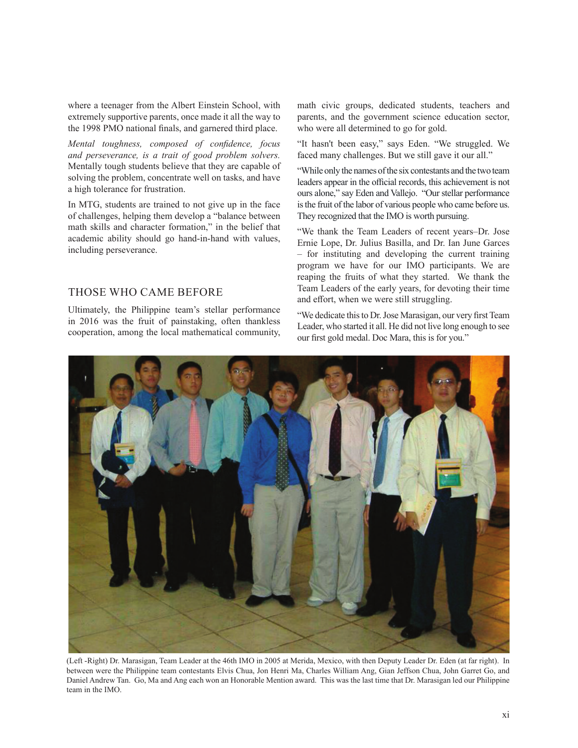where a teenager from the Albert Einstein School, with extremely supportive parents, once made it all the way to the 1998 PMO national finals, and garnered third place.

*Mental toughness, composed of confidence, focus and perseverance, is a trait of good problem solvers.* Mentally tough students believe that they are capable of solving the problem, concentrate well on tasks, and have a high tolerance for frustration.

In MTG, students are trained to not give up in the face of challenges, helping them develop a "balance between math skills and character formation," in the belief that academic ability should go hand-in-hand with values, including perseverance.

## THOSE WHO CAME BEFORE

Ultimately, the Philippine team's stellar performance in 2016 was the fruit of painstaking, often thankless cooperation, among the local mathematical community, math civic groups, dedicated students, teachers and parents, and the government science education sector, who were all determined to go for gold.

"It hasn't been easy," says Eden. "We struggled. We faced many challenges. But we still gave it our all."

"While only the names of the six contestants and the two team leaders appear in the official records, this achievement is not ours alone," say Eden and Vallejo. "Our stellar performance is the fruit of the labor of various people who came before us. They recognized that the IMO is worth pursuing.

"We thank the Team Leaders of recent years–Dr. Jose Ernie Lope, Dr. Julius Basilla, and Dr. Ian June Garces – for instituting and developing the current training program we have for our IMO participants. We are reaping the fruits of what they started. We thank the Team Leaders of the early years, for devoting their time and effort, when we were still struggling.

"We dedicate this to Dr. Jose Marasigan, our very first Team Leader, who started it all. He did not live long enough to see our first gold medal. Doc Mara, this is for you."

(Left -Right) Dr. Marasigan, Team Leader at the 46th IMO in 2005 at Merida, Mexico, with then Deputy Leader Dr. Eden (at far right). In between were the Philippine team contestants Elvis Chua, Jon Henri Ma, Charles William Ang, Gian Jeffson Chua, John Garret Go, and Daniel Andrew Tan. Go, Ma and Ang each won an Honorable Mention award. This was the last time that Dr. Marasigan led our Philippine team in the IMO.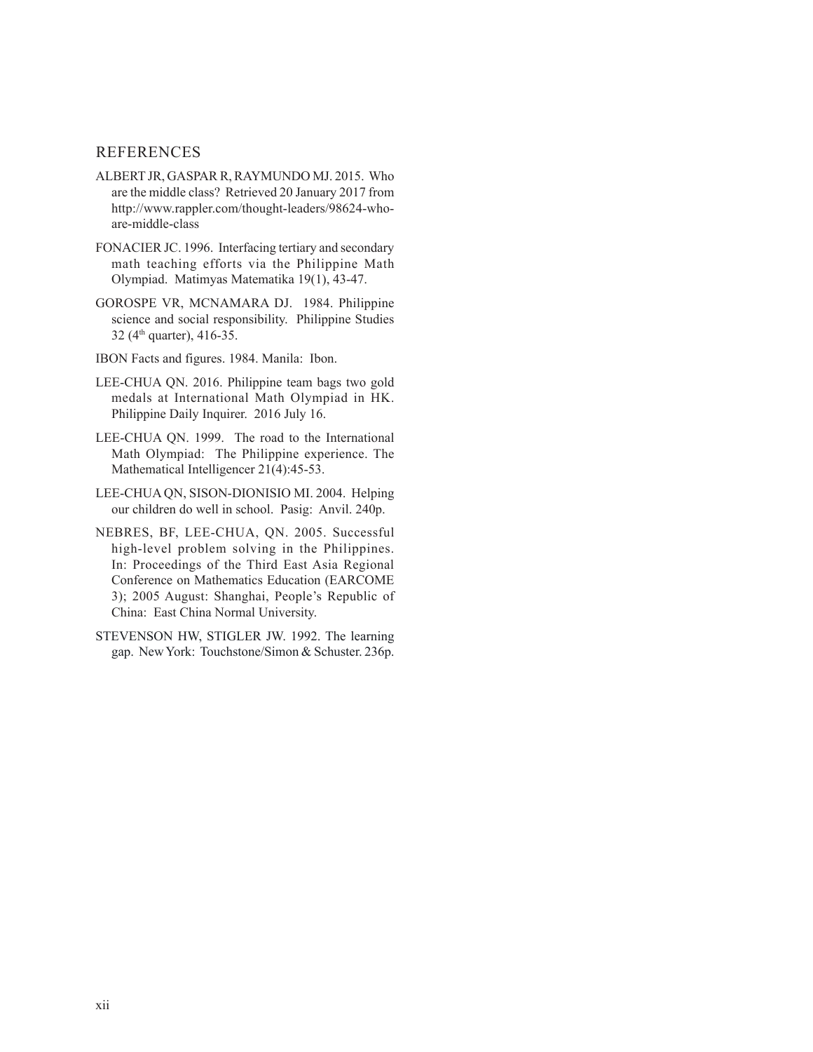## REFERENCES

ALBERT JR, GASPAR R, RAYMUNDO MJ. 2015. Who are the middle class? Retrieved 20 January 2017 from http://www.rappler.com/thought-leaders/98624-who-are-middle-class

FONACIER JC. 1996. Interfacing tertiary and secondary math teaching efforts via the Philippine Math Olympiad. Matimyas Matematika 19(1), 43-47.

GOROSPE VR, MCNAMARA DJ. 1984. Philippine science and social responsibility. Philippine Studies 32 (4th quarter), 416-35.

IBON Facts and figures. 1984. Manila: Ibon.

LEE-CHUA QN. 2016. Philippine team bags two gold medals at International Math Olympiad in HK. Philippine Daily Inquirer. 2016 July 16.

LEE-CHUA QN. 1999. The road to the International Math Olympiad: The Philippine experience. The Mathematical Intelligencer 21(4):45-53.

LEE-CHUA QN, SISON-DIONISIO MI. 2004. Helping our children do well in school. Pasig: Anvil. 240p.

NEBRES, BF, LEE-CHUA, QN. 2005. Successful high-level problem solving in the Philippines. In: Proceedings of the Third East Asia Regional Conference on Mathematics Education (EARCOME 3); 2005 August: Shanghai, People's Republic of China: East China Normal University.

STEVENSON HW, STIGLER JW. 1992. The learning gap. New York: Touchstone/Simon & Schuster. 236p.